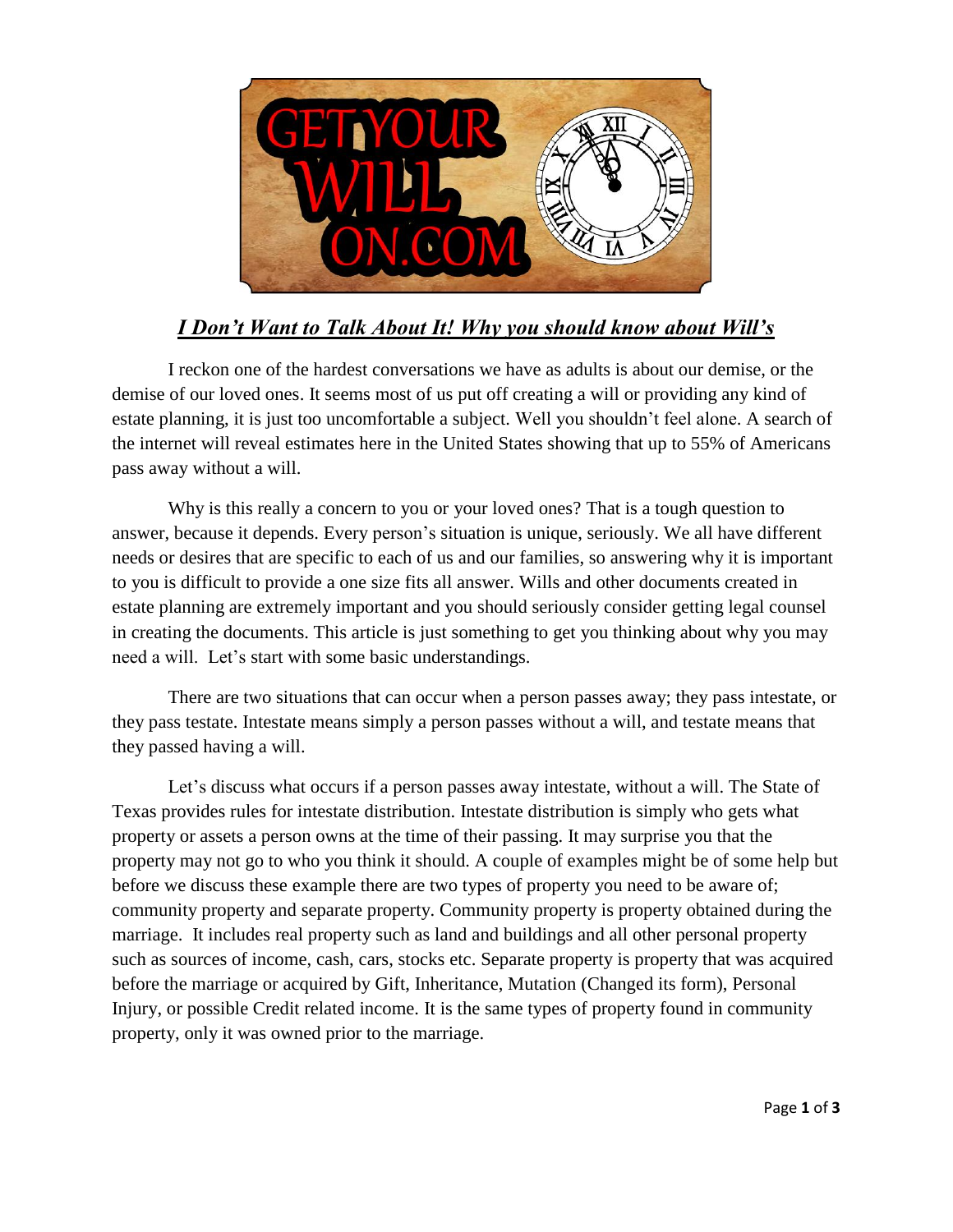# GET YOUR WILL ON.COM

## ***I Don't Want to Talk About It! Why you should know about Will's***

I reckon one of the hardest conversations we have as adults is about our demise, or the demise of our loved ones. It seems most of us put off creating a will or providing any kind of estate planning, it is just too uncomfortable a subject. Well you shouldn't feel alone. A search of the internet will reveal estimates here in the United States showing that up to 55% of Americans pass away without a will.

Why is this really a concern to you or your loved ones? That is a tough question to answer, because it depends. Every person's situation is unique, seriously. We all have different needs or desires that are specific to each of us and our families, so answering why it is important to you is difficult to provide a one size fits all answer. Wills and other documents created in estate planning are extremely important and you should seriously consider getting legal counsel in creating the documents. This article is just something to get you thinking about why you may need a will. Let's start with some basic understandings.

There are two situations that can occur when a person passes away; they pass intestate, or they pass testate. Intestate means simply a person passes without a will, and testate means that they passed having a will.

Let's discuss what occurs if a person passes away intestate, without a will. The State of Texas provides rules for intestate distribution. Intestate distribution is simply who gets what property or assets a person owns at the time of their passing. It may surprise you that the property may not go to who you think it should. A couple of examples might be of some help but before we discuss these example there are two types of property you need to be aware of; community property and separate property. Community property is property obtained during the marriage. It includes real property such as land and buildings and all other personal property such as sources of income, cash, cars, stocks etc. Separate property is property that was acquired before the marriage or acquired by Gift, Inheritance, Mutation (Changed its form), Personal Injury, or possible Credit related income. It is the same types of property found in community property, only it was owned prior to the marriage.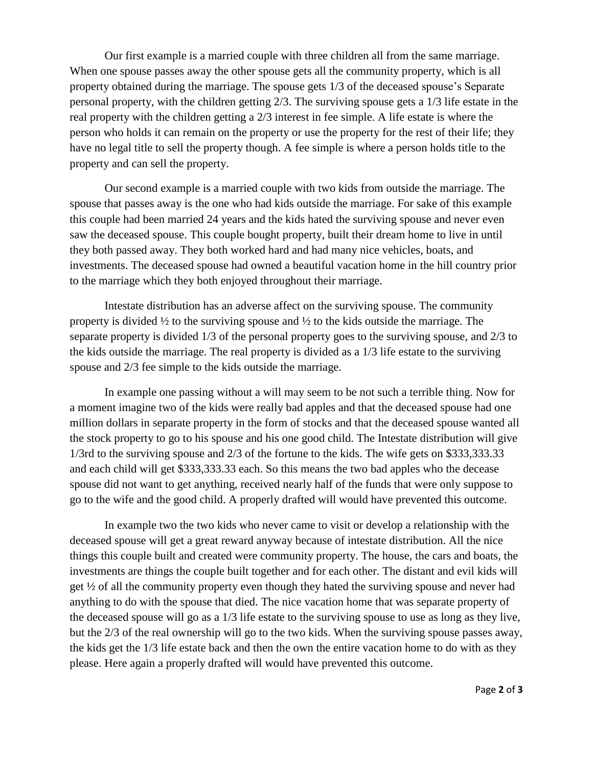Our first example is a married couple with three children all from the same marriage. When one spouse passes away the other spouse gets all the community property, which is all property obtained during the marriage. The spouse gets 1/3 of the deceased spouse's Separate personal property, with the children getting 2/3. The surviving spouse gets a 1/3 life estate in the real property with the children getting a 2/3 interest in fee simple. A life estate is where the person who holds it can remain on the property or use the property for the rest of their life; they have no legal title to sell the property though. A fee simple is where a person holds title to the property and can sell the property.

Our second example is a married couple with two kids from outside the marriage. The spouse that passes away is the one who had kids outside the marriage. For sake of this example this couple had been married 24 years and the kids hated the surviving spouse and never even saw the deceased spouse. This couple bought property, built their dream home to live in until they both passed away. They both worked hard and had many nice vehicles, boats, and investments. The deceased spouse had owned a beautiful vacation home in the hill country prior to the marriage which they both enjoyed throughout their marriage.

Intestate distribution has an adverse affect on the surviving spouse. The community property is divided ½ to the surviving spouse and ½ to the kids outside the marriage. The separate property is divided 1/3 of the personal property goes to the surviving spouse, and 2/3 to the kids outside the marriage. The real property is divided as a 1/3 life estate to the surviving spouse and 2/3 fee simple to the kids outside the marriage.

In example one passing without a will may seem to be not such a terrible thing. Now for a moment imagine two of the kids were really bad apples and that the deceased spouse had one million dollars in separate property in the form of stocks and that the deceased spouse wanted all the stock property to go to his spouse and his one good child. The Intestate distribution will give 1/3rd to the surviving spouse and 2/3 of the fortune to the kids. The wife gets on $333,333.33 and each child will get $333,333.33 each. So this means the two bad apples who the decease spouse did not want to get anything, received nearly half of the funds that were only suppose to go to the wife and the good child. A properly drafted will would have prevented this outcome.

In example two the two kids who never came to visit or develop a relationship with the deceased spouse will get a great reward anyway because of intestate distribution. All the nice things this couple built and created were community property. The house, the cars and boats, the investments are things the couple built together and for each other. The distant and evil kids will get ½ of all the community property even though they hated the surviving spouse and never had anything to do with the spouse that died. The nice vacation home that was separate property of the deceased spouse will go as a 1/3 life estate to the surviving spouse to use as long as they live, but the 2/3 of the real ownership will go to the two kids. When the surviving spouse passes away, the kids get the 1/3 life estate back and then the own the entire vacation home to do with as they please. Here again a properly drafted will would have prevented this outcome.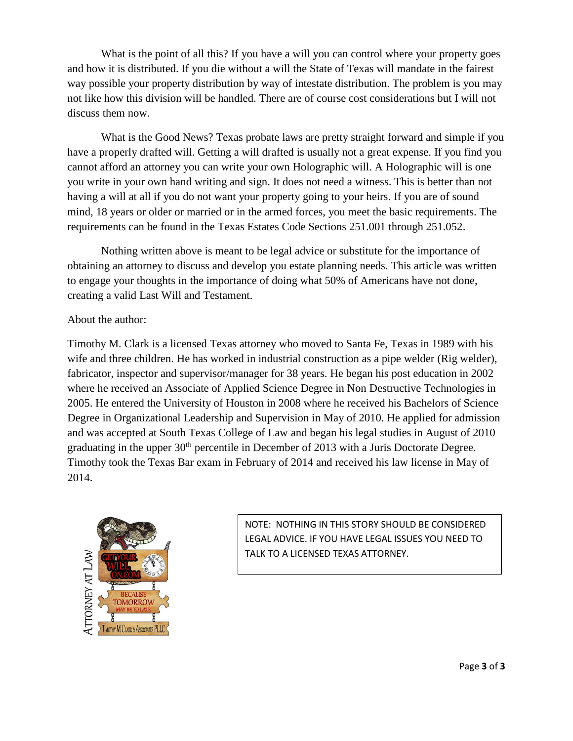What is the point of all this? If you have a will you can control where your property goes and how it is distributed. If you die without a will the State of Texas will mandate in the fairest way possible your property distribution by way of intestate distribution. The problem is you may not like how this division will be handled. There are of course cost considerations but I will not discuss them now.

What is the Good News? Texas probate laws are pretty straight forward and simple if you have a properly drafted will. Getting a will drafted is usually not a great expense. If you find you cannot afford an attorney you can write your own Holographic will. A Holographic will is one you write in your own hand writing and sign. It does not need a witness. This is better than not having a will at all if you do not want your property going to your heirs. If you are of sound mind, 18 years or older or married or in the armed forces, you meet the basic requirements. The requirements can be found in the Texas Estates Code Sections 251.001 through 251.052.

Nothing written above is meant to be legal advice or substitute for the importance of obtaining an attorney to discuss and develop you estate planning needs. This article was written to engage your thoughts in the importance of doing what 50% of Americans have not done, creating a valid Last Will and Testament.

About the author:

Timothy M. Clark is a licensed Texas attorney who moved to Santa Fe, Texas in 1989 with his wife and three children. He has worked in industrial construction as a pipe welder (Rig welder), fabricator, inspector and supervisor/manager for 38 years. He began his post education in 2002 where he received an Associate of Applied Science Degree in Non Destructive Technologies in 2005. He entered the University of Houston in 2008 where he received his Bachelors of Science Degree in Organizational Leadership and Supervision in May of 2010. He applied for admission and was accepted at South Texas College of Law and began his legal studies in August of 2010 graduating in the upper 30th percentile in December of 2013 with a Juris Doctorate Degree. Timothy took the Texas Bar exam in February of 2014 and received his law license in May of 2014.

ATTORNEY AT LAW

GET YOUR WILL ON.COM

BECAUSE TOMORROW MAY BE TO LATE

TIMOTHY M CLARK & ASSOCIATES PLLC

NOTE: NOTHING IN THIS STORY SHOULD BE CONSIDERED LEGAL ADVICE. IF YOU HAVE LEGAL ISSUES YOU NEED TO TALK TO A LICENSED TEXAS ATTORNEY.